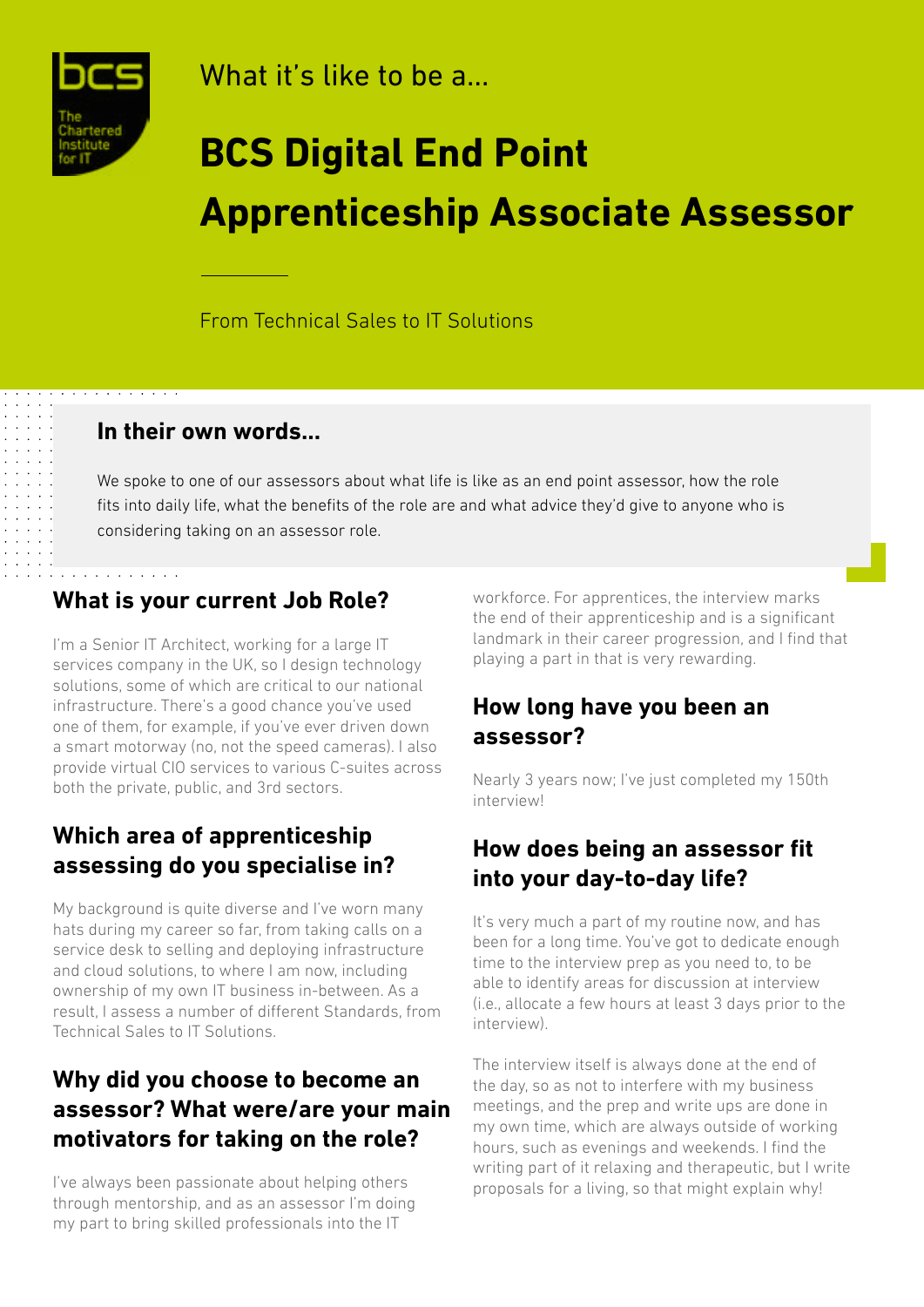What it's like to be a...

# BCS Digital End Point Apprenticeship Associate Assessor

From Technical Sales to IT Solutions

## In their own words...

We spoke to one of our assessors about what life is like as an end point assessor, how the role fits into daily life, what the benefits of the role are and what advice they'd give to anyone who is considering taking on an assessor role.

## What is your current Job Role?

I'm a Senior IT Architect, working for a large IT services company in the UK, so I design technology solutions, some of which are critical to our national infrastructure. There's a good chance you've used one of them, for example, if you've ever driven down a smart motorway (no, not the speed cameras). I also provide virtual CIO services to various C-suites across both the private, public, and 3rd sectors.

## Which area of apprenticeship assessing do you specialise in?

My background is quite diverse and I've worn many hats during my career so far, from taking calls on a service desk to selling and deploying infrastructure and cloud solutions, to where I am now, including ownership of my own IT business in-between. As a result, I assess a number of different Standards, from Technical Sales to IT Solutions.

## Why did you choose to become an assessor? What were/are your main motivators for taking on the role?

I've always been passionate about helping others through mentorship, and as an assessor I'm doing my part to bring skilled professionals into the IT workforce. For apprentices, the interview marks the end of their apprenticeship and is a significant landmark in their career progression, and I find that playing a part in that is very rewarding.

## How long have you been an assessor?

Nearly 3 years now; I've just completed my 150th interview!

## How does being an assessor fit into your day-to-day life?

It's very much a part of my routine now, and has been for a long time. You've got to dedicate enough time to the interview prep as you need to, to be able to identify areas for discussion at interview (i.e., allocate a few hours at least 3 days prior to the interview).

The interview itself is always done at the end of the day, so as not to interfere with my business meetings, and the prep and write ups are done in my own time, which are always outside of working hours, such as evenings and weekends. I find the writing part of it relaxing and therapeutic, but I write proposals for a living, so that might explain why!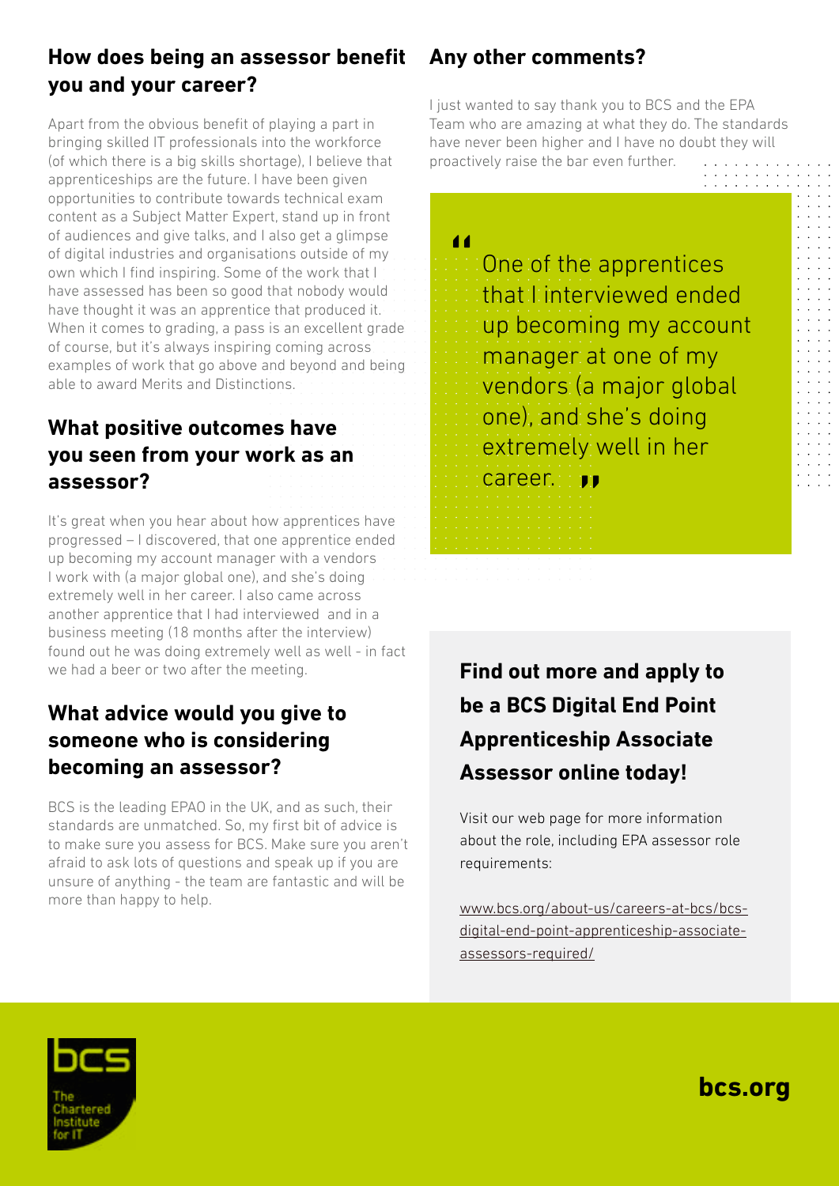## How does being an assessor benefit you and your career?

Apart from the obvious benefit of playing a part in bringing skilled IT professionals into the workforce (of which there is a big skills shortage), I believe that apprenticeships are the future. I have been given opportunities to contribute towards technical exam content as a Subject Matter Expert, stand up in front of audiences and give talks, and I also get a glimpse of digital industries and organisations outside of my own which I find inspiring. Some of the work that I have assessed has been so good that nobody would have thought it was an apprentice that produced it. When it comes to grading, a pass is an excellent grade of course, but it's always inspiring coming across examples of work that go above and beyond and being able to award Merits and Distinctions.

## What positive outcomes have you seen from your work as an assessor?

It's great when you hear about how apprentices have progressed – I discovered, that one apprentice ended up becoming my account manager with a vendors I work with (a major global one), and she's doing extremely well in her career. I also came across another apprentice that I had interviewed and in a business meeting (18 months after the interview) found out he was doing extremely well as well - in fact we had a beer or two after the meeting.

## What advice would you give to someone who is considering becoming an assessor?

BCS is the leading EPAO in the UK, and as such, their standards are unmatched. So, my first bit of advice is to make sure you assess for BCS. Make sure you aren't afraid to ask lots of questions and speak up if you are unsure of anything - the team are fantastic and will be more than happy to help.

## Any other comments?

I just wanted to say thank you to BCS and the EPA Team who are amazing at what they do. The standards have never been higher and I have no doubt they will proactively raise the bar even further.

> "One of the apprentices that I interviewed ended up becoming my account manager at one of my vendors (a major global one), and she's doing extremely well in her career."

**Find out more and apply to be a BCS Digital End Point Apprenticeship Associate Assessor online today!**

Visit our web page for more information about the role, including EPA assessor role requirements:

www.bcs.org/about-us/careers-at-bcs/bcs-digital-end-point-apprenticeship-associate-assessors-required/

bcs The Chartered Institute for IT

**bcs.org**